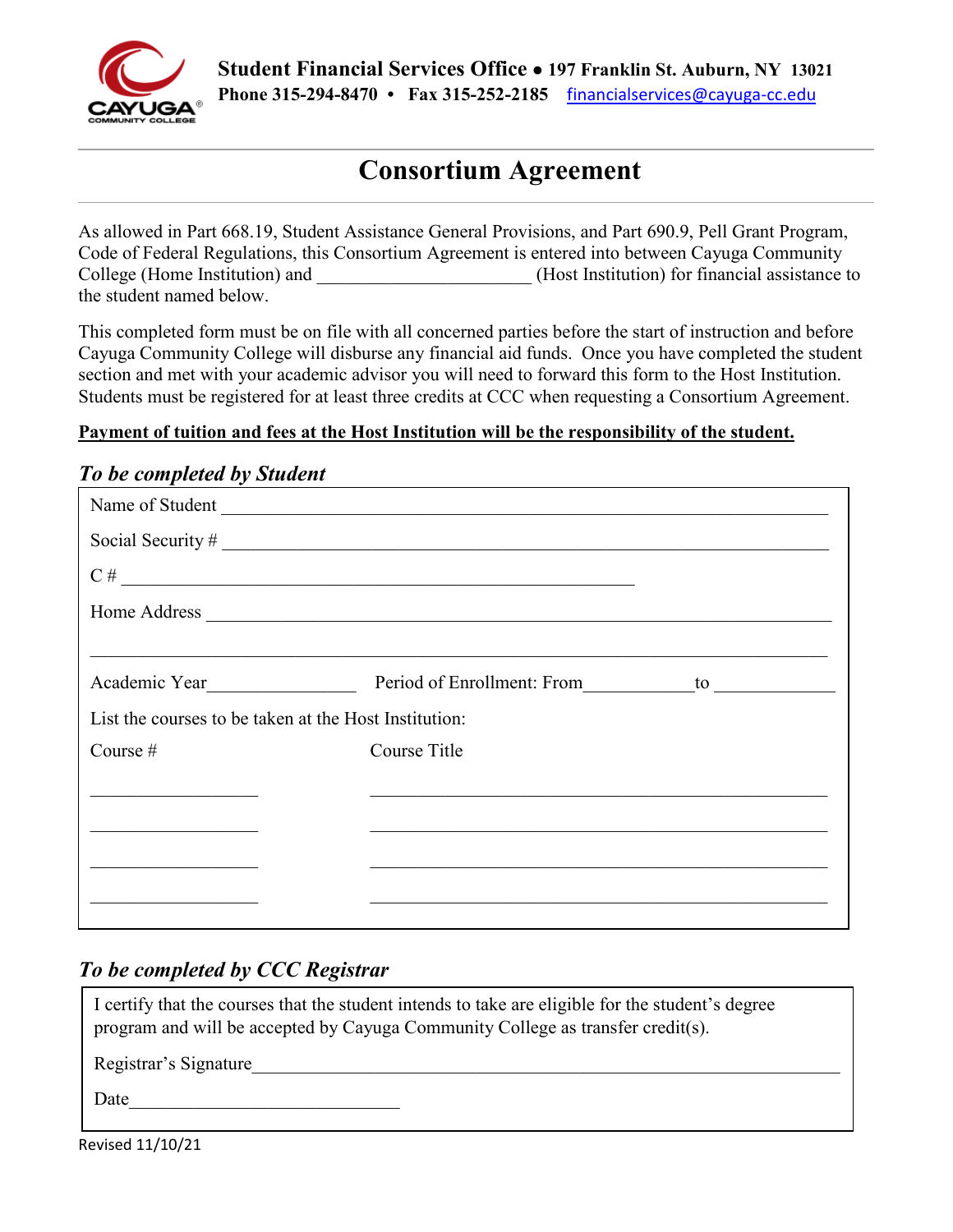**Student Financial Services Office • 197 Franklin St. Auburn, NY 13021**
**Phone 315-294-8470 • Fax 315-252-2185** financialservices@cayuga-cc.edu

# Consortium Agreement

As allowed in Part 668.19, Student Assistance General Provisions, and Part 690.9, Pell Grant Program, Code of Federal Regulations, this Consortium Agreement is entered into between Cayuga Community College (Home Institution) and ______________________ (Host Institution) for financial assistance to the student named below.

This completed form must be on file with all concerned parties before the start of instruction and before Cayuga Community College will disburse any financial aid funds. Once you have completed the student section and met with your academic advisor you will need to forward this form to the Host Institution. Students must be registered for at least three credits at CCC when requesting a Consortium Agreement.

**Payment of tuition and fees at the Host Institution will be the responsibility of the student.**

## *To be completed by Student*

Name of Student ______________________________________________________________

Social Security # ______________________________________________________________

C # ____________________________________________________

Home Address ________________________________________________________________

______________________________________________________________________________

Academic Year________________ Period of Enrollment: From____________ to ____________

List the courses to be taken at the Host Institution:

| Course # | Course Title |
|---|---|
| __________________ | ________________________________________________ |
| __________________ | ________________________________________________ |
| __________________ | ________________________________________________ |
| __________________ | ________________________________________________ |

## *To be completed by CCC Registrar*

I certify that the courses that the student intends to take are eligible for the student's degree program and will be accepted by Cayuga Community College as transfer credit(s).

Registrar's Signature__________________________________________________________

Date_____________________________

Revised 11/10/21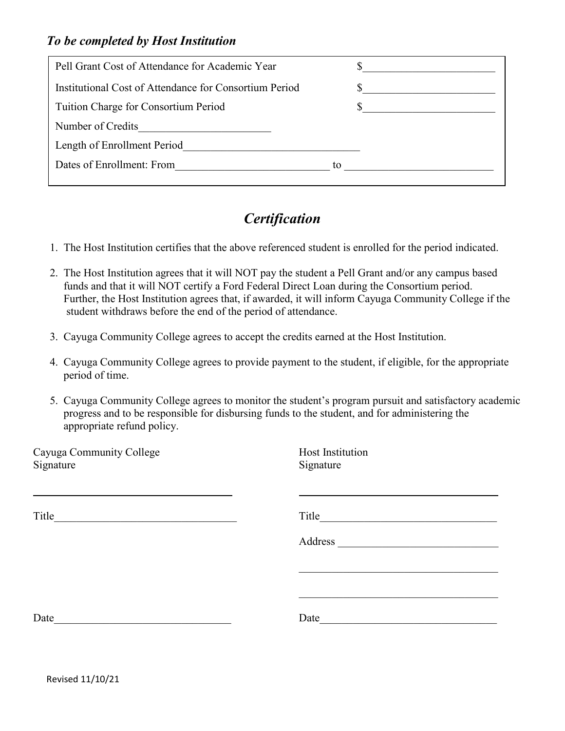***To be completed by Host Institution***

| | |
|---|---|
| Pell Grant Cost of Attendance for Academic Year | $_______________________ |
| Institutional Cost of Attendance for Consortium Period | $_______________________ |
| Tuition Charge for Consortium Period | $_______________________ |
| Number of Credits_______________________ | |
| Length of Enrollment Period_______________________________ | |
| Dates of Enrollment: From___________________________ to __________________________ | |

## *Certification*

1. The Host Institution certifies that the above referenced student is enrolled for the period indicated.
2. The Host Institution agrees that it will NOT pay the student a Pell Grant and/or any campus based funds and that it will NOT certify a Ford Federal Direct Loan during the Consortium period. Further, the Host Institution agrees that, if awarded, it will inform Cayuga Community College if the student withdraws before the end of the period of attendance.
3. Cayuga Community College agrees to accept the credits earned at the Host Institution.
4. Cayuga Community College agrees to provide payment to the student, if eligible, for the appropriate period of time.
5. Cayuga Community College agrees to monitor the student's program pursuit and satisfactory academic progress and to be responsible for disbursing funds to the student, and for administering the appropriate refund policy.

Cayuga Community College
Signature

_________________________________

Title_________________________________

Date________________________________

Host Institution
Signature

_________________________________

Title_________________________________

Address _____________________________

_____________________________________

_____________________________________

Date_________________________________

Revised 11/10/21